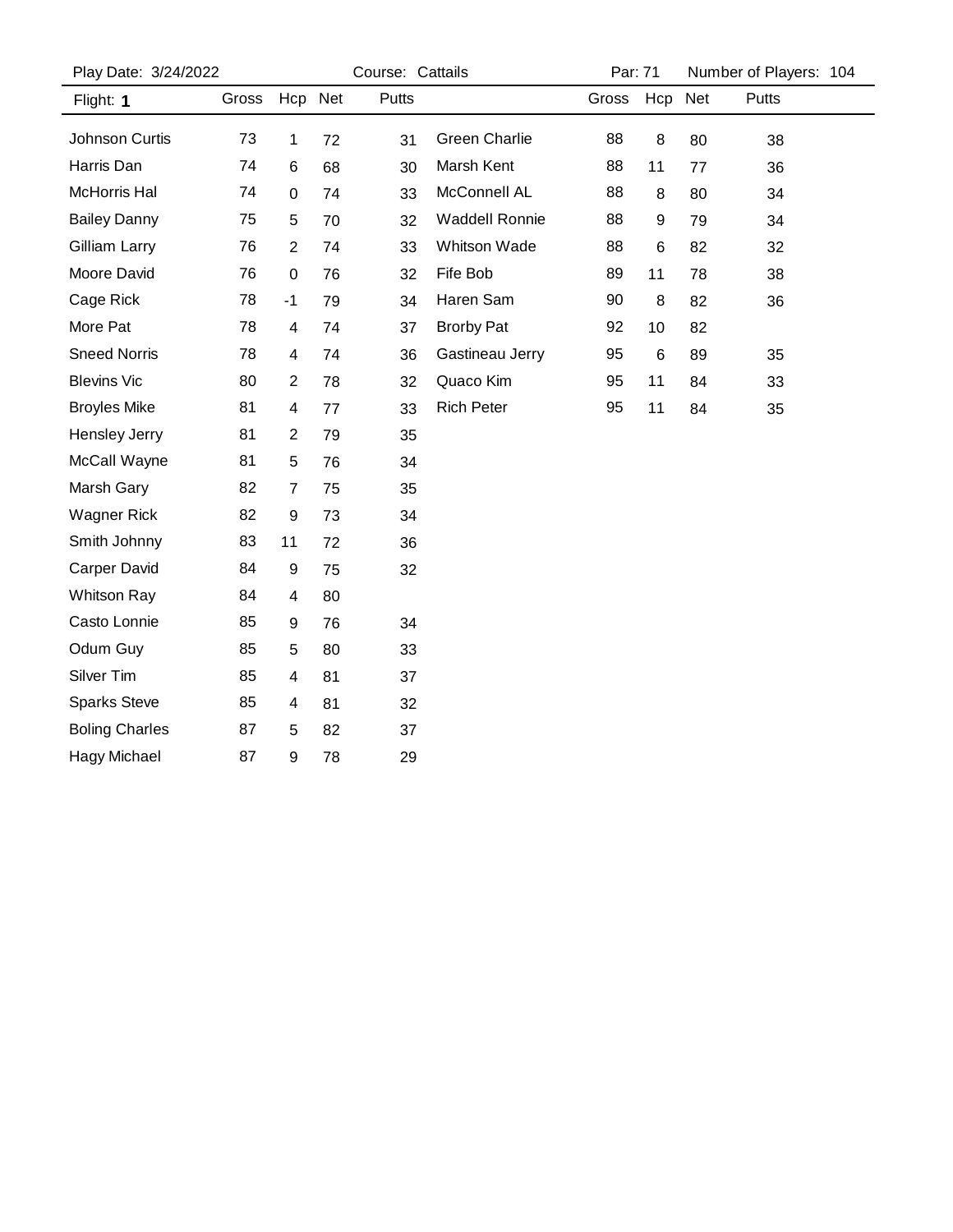Play Date: 3/24/2022 | Course: Cattails | Par: 71 | Number of Players: 104

Flight: **1**

| Name | Gross | Hcp | Net | Putts |
|---|---|---|---|---|
| Johnson Curtis | 73 | 1 | 72 | 31 |
| Harris Dan | 74 | 6 | 68 | 30 |
| McHorris Hal | 74 | 0 | 74 | 33 |
| Bailey Danny | 75 | 5 | 70 | 32 |
| Gilliam Larry | 76 | 2 | 74 | 33 |
| Moore David | 76 | 0 | 76 | 32 |
| Cage Rick | 78 | -1 | 79 | 34 |
| More Pat | 78 | 4 | 74 | 37 |
| Sneed Norris | 78 | 4 | 74 | 36 |
| Blevins Vic | 80 | 2 | 78 | 32 |
| Broyles Mike | 81 | 4 | 77 | 33 |
| Hensley Jerry | 81 | 2 | 79 | 35 |
| McCall Wayne | 81 | 5 | 76 | 34 |
| Marsh Gary | 82 | 7 | 75 | 35 |
| Wagner Rick | 82 | 9 | 73 | 34 |
| Smith Johnny | 83 | 11 | 72 | 36 |
| Carper David | 84 | 9 | 75 | 32 |
| Whitson Ray | 84 | 4 | 80 | |
| Casto Lonnie | 85 | 9 | 76 | 34 |
| Odum Guy | 85 | 5 | 80 | 33 |
| Silver Tim | 85 | 4 | 81 | 37 |
| Sparks Steve | 85 | 4 | 81 | 32 |
| Boling Charles | 87 | 5 | 82 | 37 |
| Hagy Michael | 87 | 9 | 78 | 29 |
| Green Charlie | 88 | 8 | 80 | 38 |
| Marsh Kent | 88 | 11 | 77 | 36 |
| McConnell AL | 88 | 8 | 80 | 34 |
| Waddell Ronnie | 88 | 9 | 79 | 34 |
| Whitson Wade | 88 | 6 | 82 | 32 |
| Fife Bob | 89 | 11 | 78 | 38 |
| Haren Sam | 90 | 8 | 82 | 36 |
| Brorby Pat | 92 | 10 | 82 | |
| Gastineau Jerry | 95 | 6 | 89 | 35 |
| Quaco Kim | 95 | 11 | 84 | 33 |
| Rich Peter | 95 | 11 | 84 | 35 |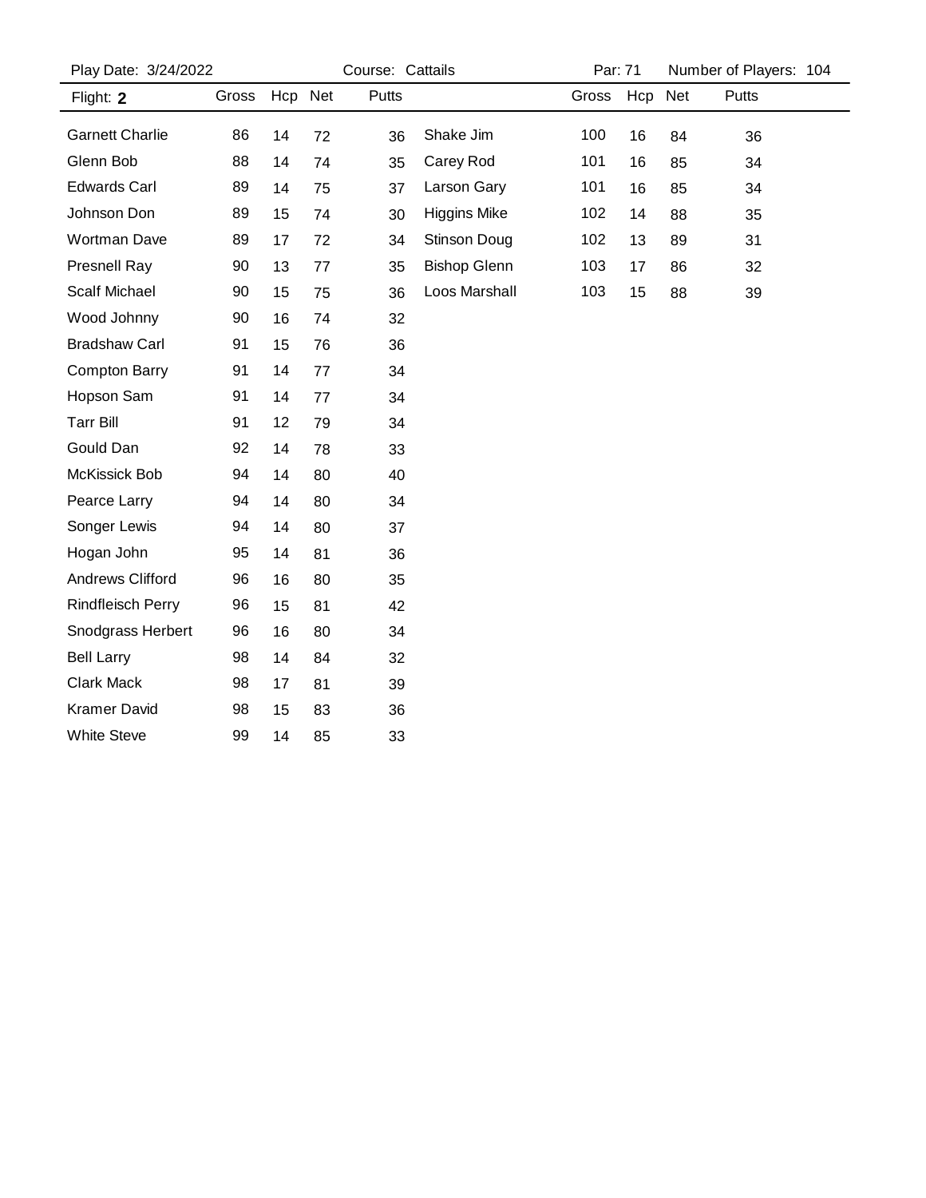Play Date: 3/24/2022 Course: Cattails Par: 71 Number of Players: 104

Flight: **2**

| Name | Gross | Hcp | Net | Putts |
|---|---|---|---|---|
| Garnett Charlie | 86 | 14 | 72 | 36 |
| Glenn Bob | 88 | 14 | 74 | 35 |
| Edwards Carl | 89 | 14 | 75 | 37 |
| Johnson Don | 89 | 15 | 74 | 30 |
| Wortman Dave | 89 | 17 | 72 | 34 |
| Presnell Ray | 90 | 13 | 77 | 35 |
| Scalf Michael | 90 | 15 | 75 | 36 |
| Wood Johnny | 90 | 16 | 74 | 32 |
| Bradshaw Carl | 91 | 15 | 76 | 36 |
| Compton Barry | 91 | 14 | 77 | 34 |
| Hopson Sam | 91 | 14 | 77 | 34 |
| Tarr Bill | 91 | 12 | 79 | 34 |
| Gould Dan | 92 | 14 | 78 | 33 |
| McKissick Bob | 94 | 14 | 80 | 40 |
| Pearce Larry | 94 | 14 | 80 | 34 |
| Songer Lewis | 94 | 14 | 80 | 37 |
| Hogan John | 95 | 14 | 81 | 36 |
| Andrews Clifford | 96 | 16 | 80 | 35 |
| Rindfleisch Perry | 96 | 15 | 81 | 42 |
| Snodgrass Herbert | 96 | 16 | 80 | 34 |
| Bell Larry | 98 | 14 | 84 | 32 |
| Clark Mack | 98 | 17 | 81 | 39 |
| Kramer David | 98 | 15 | 83 | 36 |
| White Steve | 99 | 14 | 85 | 33 |
| Shake Jim | 100 | 16 | 84 | 36 |
| Carey Rod | 101 | 16 | 85 | 34 |
| Larson Gary | 101 | 16 | 85 | 34 |
| Higgins Mike | 102 | 14 | 88 | 35 |
| Stinson Doug | 102 | 13 | 89 | 31 |
| Bishop Glenn | 103 | 17 | 86 | 32 |
| Loos Marshall | 103 | 15 | 88 | 39 |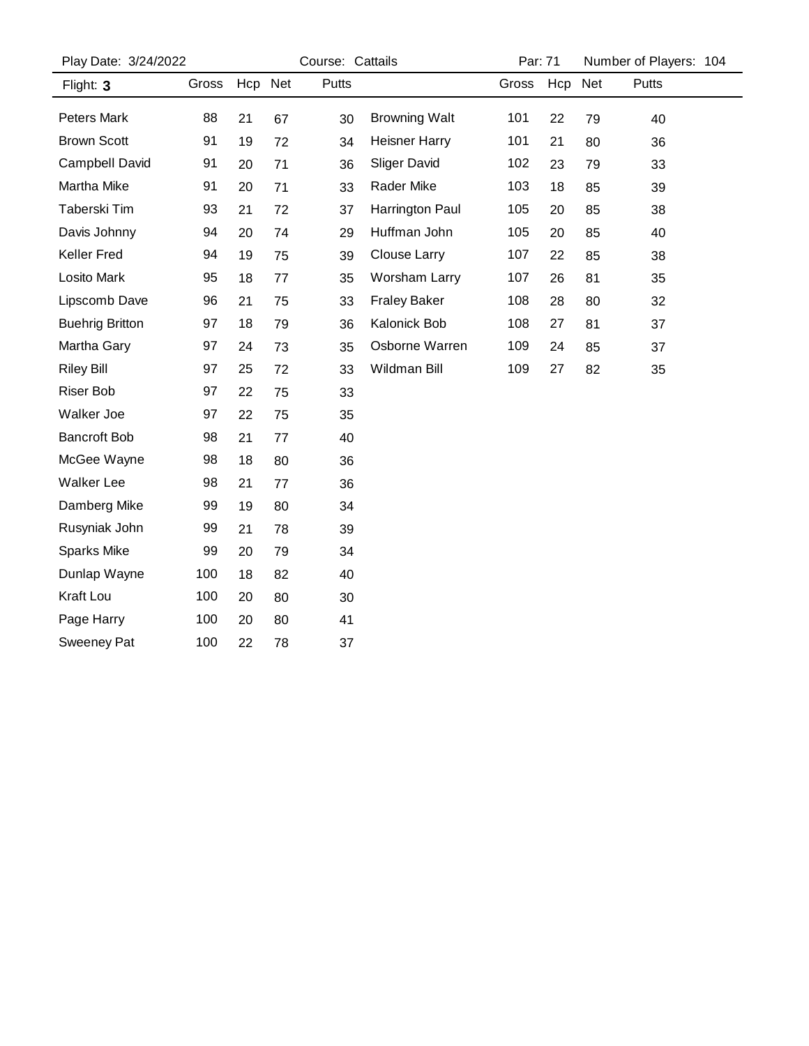Play Date: 3/24/2022 Course: Cattails Par: 71 Number of Players: 104

| Flight: **3** | Gross | Hcp | Net | Putts | | Gross | Hcp | Net | Putts |
|---|---|---|---|---|---|---|---|---|---|
| Peters Mark | 88 | 21 | 67 | 30 | Browning Walt | 101 | 22 | 79 | 40 |
| Brown Scott | 91 | 19 | 72 | 34 | Heisner Harry | 101 | 21 | 80 | 36 |
| Campbell David | 91 | 20 | 71 | 36 | Sliger David | 102 | 23 | 79 | 33 |
| Martha Mike | 91 | 20 | 71 | 33 | Rader Mike | 103 | 18 | 85 | 39 |
| Taberski Tim | 93 | 21 | 72 | 37 | Harrington Paul | 105 | 20 | 85 | 38 |
| Davis Johnny | 94 | 20 | 74 | 29 | Huffman John | 105 | 20 | 85 | 40 |
| Keller Fred | 94 | 19 | 75 | 39 | Clouse Larry | 107 | 22 | 85 | 38 |
| Losito Mark | 95 | 18 | 77 | 35 | Worsham Larry | 107 | 26 | 81 | 35 |
| Lipscomb Dave | 96 | 21 | 75 | 33 | Fraley Baker | 108 | 28 | 80 | 32 |
| Buehrig Britton | 97 | 18 | 79 | 36 | Kalonick Bob | 108 | 27 | 81 | 37 |
| Martha Gary | 97 | 24 | 73 | 35 | Osborne Warren | 109 | 24 | 85 | 37 |
| Riley Bill | 97 | 25 | 72 | 33 | Wildman Bill | 109 | 27 | 82 | 35 |
| Riser Bob | 97 | 22 | 75 | 33 | | | | | |
| Walker Joe | 97 | 22 | 75 | 35 | | | | | |
| Bancroft Bob | 98 | 21 | 77 | 40 | | | | | |
| McGee Wayne | 98 | 18 | 80 | 36 | | | | | |
| Walker Lee | 98 | 21 | 77 | 36 | | | | | |
| Damberg Mike | 99 | 19 | 80 | 34 | | | | | |
| Rusyniak John | 99 | 21 | 78 | 39 | | | | | |
| Sparks Mike | 99 | 20 | 79 | 34 | | | | | |
| Dunlap Wayne | 100 | 18 | 82 | 40 | | | | | |
| Kraft Lou | 100 | 20 | 80 | 30 | | | | | |
| Page Harry | 100 | 20 | 80 | 41 | | | | | |
| Sweeney Pat | 100 | 22 | 78 | 37 | | | | | |